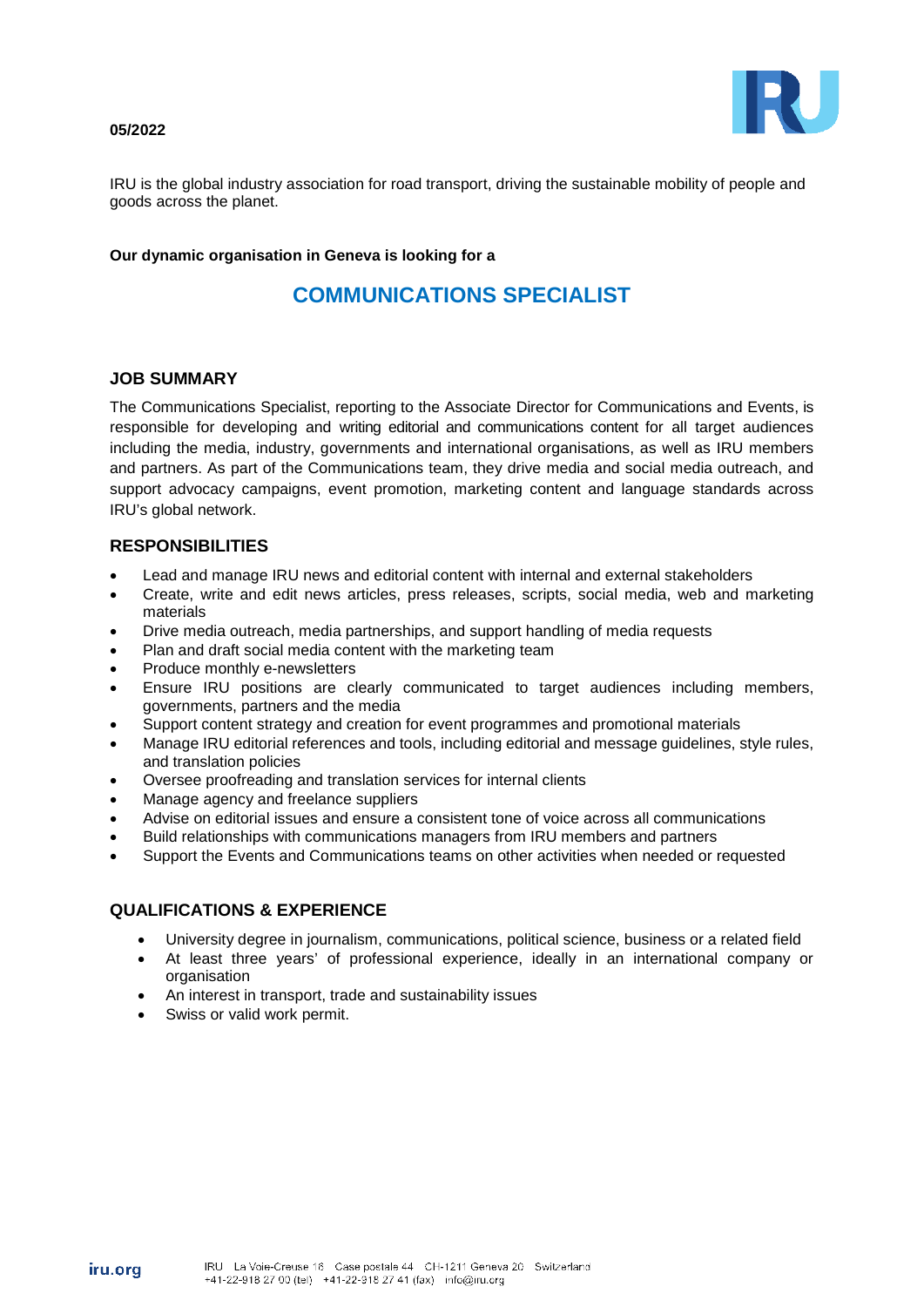**05/2022**

IRU is the global industry association for road transport, driving the sustainable mobility of people and goods across the planet.

**Our dynamic organisation in Geneva is looking for a**

# COMMUNICATIONS SPECIALIST

## JOB SUMMARY

The Communications Specialist, reporting to the Associate Director for Communications and Events, is responsible for developing and writing editorial and communications content for all target audiences including the media, industry, governments and international organisations, as well as IRU members and partners. As part of the Communications team, they drive media and social media outreach, and support advocacy campaigns, event promotion, marketing content and language standards across IRU's global network.

## RESPONSIBILITIES

- Lead and manage IRU news and editorial content with internal and external stakeholders
- Create, write and edit news articles, press releases, scripts, social media, web and marketing materials
- Drive media outreach, media partnerships, and support handling of media requests
- Plan and draft social media content with the marketing team
- Produce monthly e-newsletters
- Ensure IRU positions are clearly communicated to target audiences including members, governments, partners and the media
- Support content strategy and creation for event programmes and promotional materials
- Manage IRU editorial references and tools, including editorial and message guidelines, style rules, and translation policies
- Oversee proofreading and translation services for internal clients
- Manage agency and freelance suppliers
- Advise on editorial issues and ensure a consistent tone of voice across all communications
- Build relationships with communications managers from IRU members and partners
- Support the Events and Communications teams on other activities when needed or requested

## QUALIFICATIONS & EXPERIENCE

- University degree in journalism, communications, political science, business or a related field
- At least three years' of professional experience, ideally in an international company or organisation
- An interest in transport, trade and sustainability issues
- Swiss or valid work permit.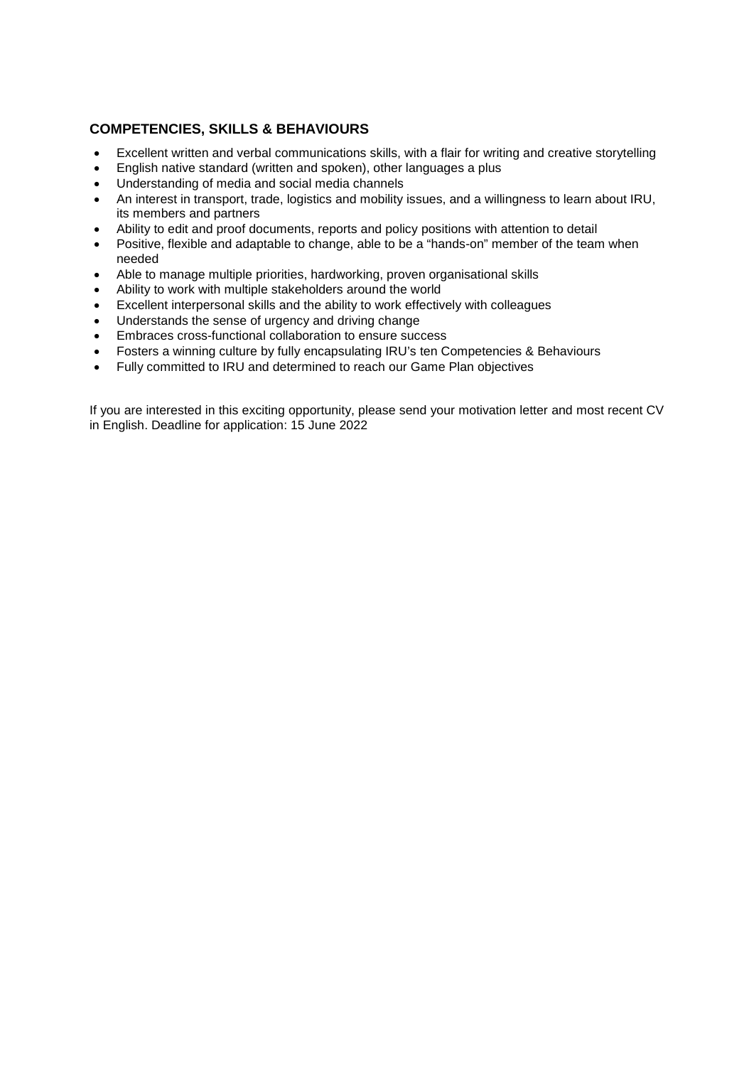## COMPETENCIES, SKILLS & BEHAVIOURS

- Excellent written and verbal communications skills, with a flair for writing and creative storytelling
- English native standard (written and spoken), other languages a plus
- Understanding of media and social media channels
- An interest in transport, trade, logistics and mobility issues, and a willingness to learn about IRU, its members and partners
- Ability to edit and proof documents, reports and policy positions with attention to detail
- Positive, flexible and adaptable to change, able to be a "hands-on" member of the team when needed
- Able to manage multiple priorities, hardworking, proven organisational skills
- Ability to work with multiple stakeholders around the world
- Excellent interpersonal skills and the ability to work effectively with colleagues
- Understands the sense of urgency and driving change
- Embraces cross-functional collaboration to ensure success
- Fosters a winning culture by fully encapsulating IRU's ten Competencies & Behaviours
- Fully committed to IRU and determined to reach our Game Plan objectives

If you are interested in this exciting opportunity, please send your motivation letter and most recent CV in English. Deadline for application: 15 June 2022